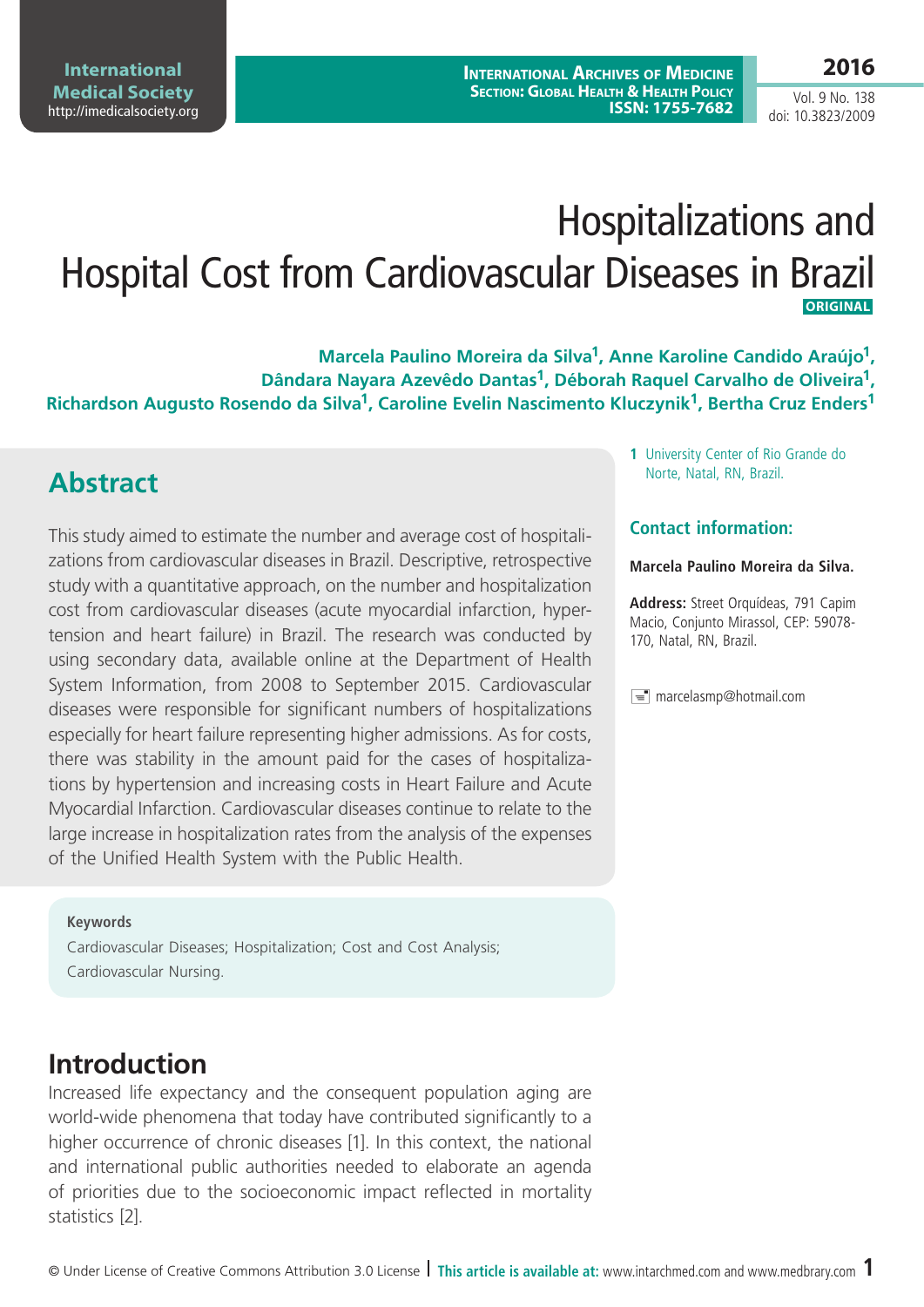# Hospitalizations and Hospital Cost from Cardiovascular Diseases in Brazil

**ORIGINAL**

**Marcela Paulino Moreira da Silva[1], Anne Karoline Candido Araújo[1], Dândara Nayara Azevêdo Dantas[1], Déborah Raquel Carvalho de Oliveira[1], Richardson Augusto Rosendo da Silva[1], Caroline Evelin Nascimento Kluczynik[1], Bertha Cruz Enders[1]**

1 University Center of Rio Grande do Norte, Natal, RN, Brazil.

### Contact information:

**Marcela Paulino Moreira da Silva.**

**Address:** Street Orquídeas, 791 Capim Macio, Conjunto Mirassol, CEP: 59078-170, Natal, RN, Brazil.

marcelasmp@hotmail.com

## Abstract

This study aimed to estimate the number and average cost of hospitalizations from cardiovascular diseases in Brazil. Descriptive, retrospective study with a quantitative approach, on the number and hospitalization cost from cardiovascular diseases (acute myocardial infarction, hypertension and heart failure) in Brazil. The research was conducted by using secondary data, available online at the Department of Health System Information, from 2008 to September 2015. Cardiovascular diseases were responsible for significant numbers of hospitalizations especially for heart failure representing higher admissions. As for costs, there was stability in the amount paid for the cases of hospitalizations by hypertension and increasing costs in Heart Failure and Acute Myocardial Infarction. Cardiovascular diseases continue to relate to the large increase in hospitalization rates from the analysis of the expenses of the Unified Health System with the Public Health.

**Keywords**

Cardiovascular Diseases; Hospitalization; Cost and Cost Analysis; Cardiovascular Nursing.

## Introduction

Increased life expectancy and the consequent population aging are world-wide phenomena that today have contributed significantly to a higher occurrence of chronic diseases [1]. In this context, the national and international public authorities needed to elaborate an agenda of priorities due to the socioeconomic impact reflected in mortality statistics [2].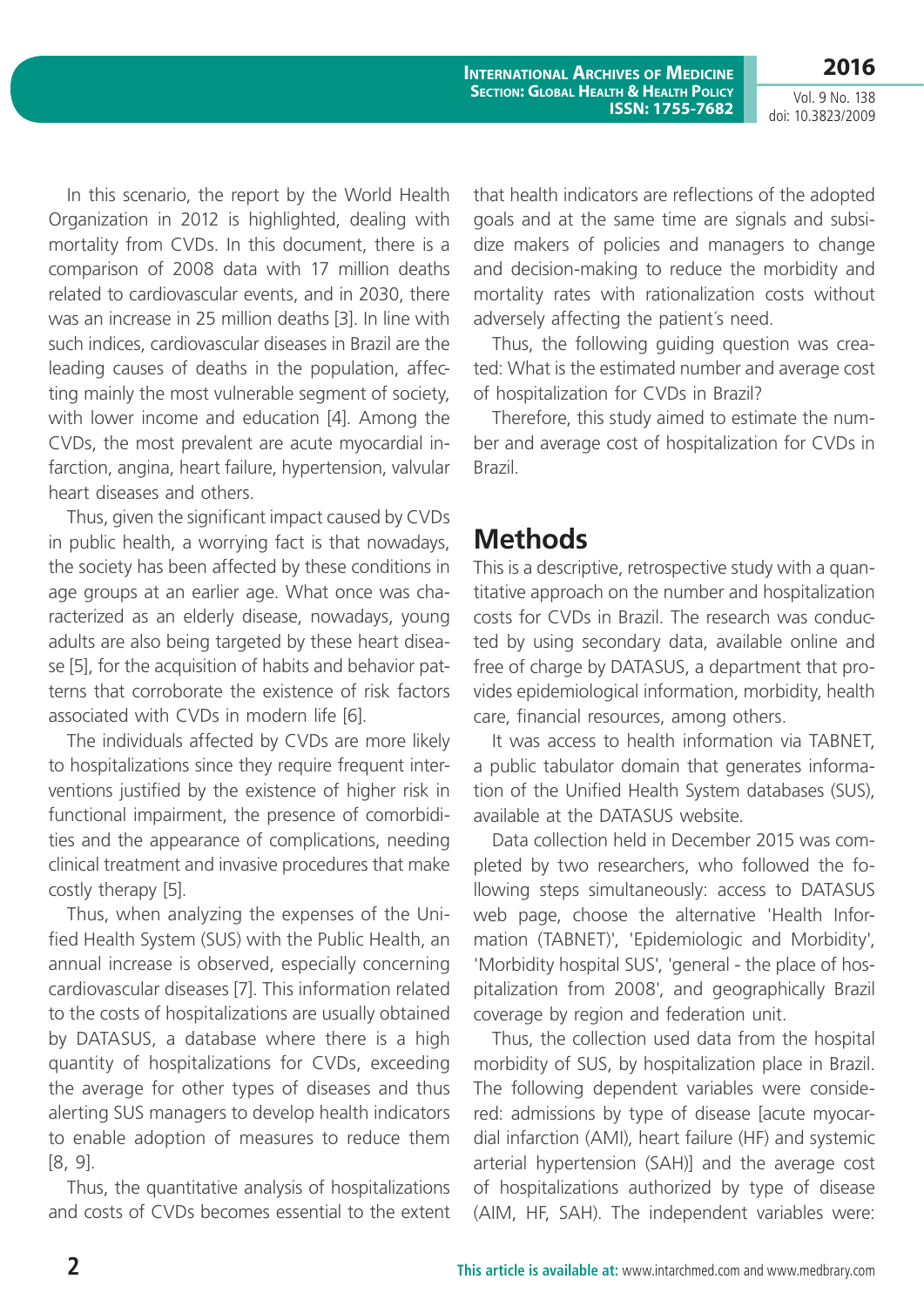In this scenario, the report by the World Health Organization in 2012 is highlighted, dealing with mortality from CVDs. In this document, there is a comparison of 2008 data with 17 million deaths related to cardiovascular events, and in 2030, there was an increase in 25 million deaths [3]. In line with such indices, cardiovascular diseases in Brazil are the leading causes of deaths in the population, affecting mainly the most vulnerable segment of society, with lower income and education [4]. Among the CVDs, the most prevalent are acute myocardial infarction, angina, heart failure, hypertension, valvular heart diseases and others.

Thus, given the significant impact caused by CVDs in public health, a worrying fact is that nowadays, the society has been affected by these conditions in age groups at an earlier age. What once was characterized as an elderly disease, nowadays, young adults are also being targeted by these heart disease [5], for the acquisition of habits and behavior patterns that corroborate the existence of risk factors associated with CVDs in modern life [6].

The individuals affected by CVDs are more likely to hospitalizations since they require frequent interventions justified by the existence of higher risk in functional impairment, the presence of comorbidities and the appearance of complications, needing clinical treatment and invasive procedures that make costly therapy [5].

Thus, when analyzing the expenses of the Unified Health System (SUS) with the Public Health, an annual increase is observed, especially concerning cardiovascular diseases [7]. This information related to the costs of hospitalizations are usually obtained by DATASUS, a database where there is a high quantity of hospitalizations for CVDs, exceeding the average for other types of diseases and thus alerting SUS managers to develop health indicators to enable adoption of measures to reduce them [8, 9].

Thus, the quantitative analysis of hospitalizations and costs of CVDs becomes essential to the extent that health indicators are reflections of the adopted goals and at the same time are signals and subsidize makers of policies and managers to change and decision-making to reduce the morbidity and mortality rates with rationalization costs without adversely affecting the patient´s need.

Thus, the following guiding question was created: What is the estimated number and average cost of hospitalization for CVDs in Brazil?

Therefore, this study aimed to estimate the number and average cost of hospitalization for CVDs in Brazil.

# Methods

This is a descriptive, retrospective study with a quantitative approach on the number and hospitalization costs for CVDs in Brazil. The research was conducted by using secondary data, available online and free of charge by DATASUS, a department that provides epidemiological information, morbidity, health care, financial resources, among others.

It was access to health information via TABNET, a public tabulator domain that generates information of the Unified Health System databases (SUS), available at the DATASUS website.

Data collection held in December 2015 was completed by two researchers, who followed the following steps simultaneously: access to DATASUS web page, choose the alternative 'Health Information (TABNET)', 'Epidemiologic and Morbidity', 'Morbidity hospital SUS', 'general - the place of hospitalization from 2008', and geographically Brazil coverage by region and federation unit.

Thus, the collection used data from the hospital morbidity of SUS, by hospitalization place in Brazil. The following dependent variables were considered: admissions by type of disease [acute myocardial infarction (AMI), heart failure (HF) and systemic arterial hypertension (SAH)] and the average cost of hospitalizations authorized by type of disease (AIM, HF, SAH). The independent variables were: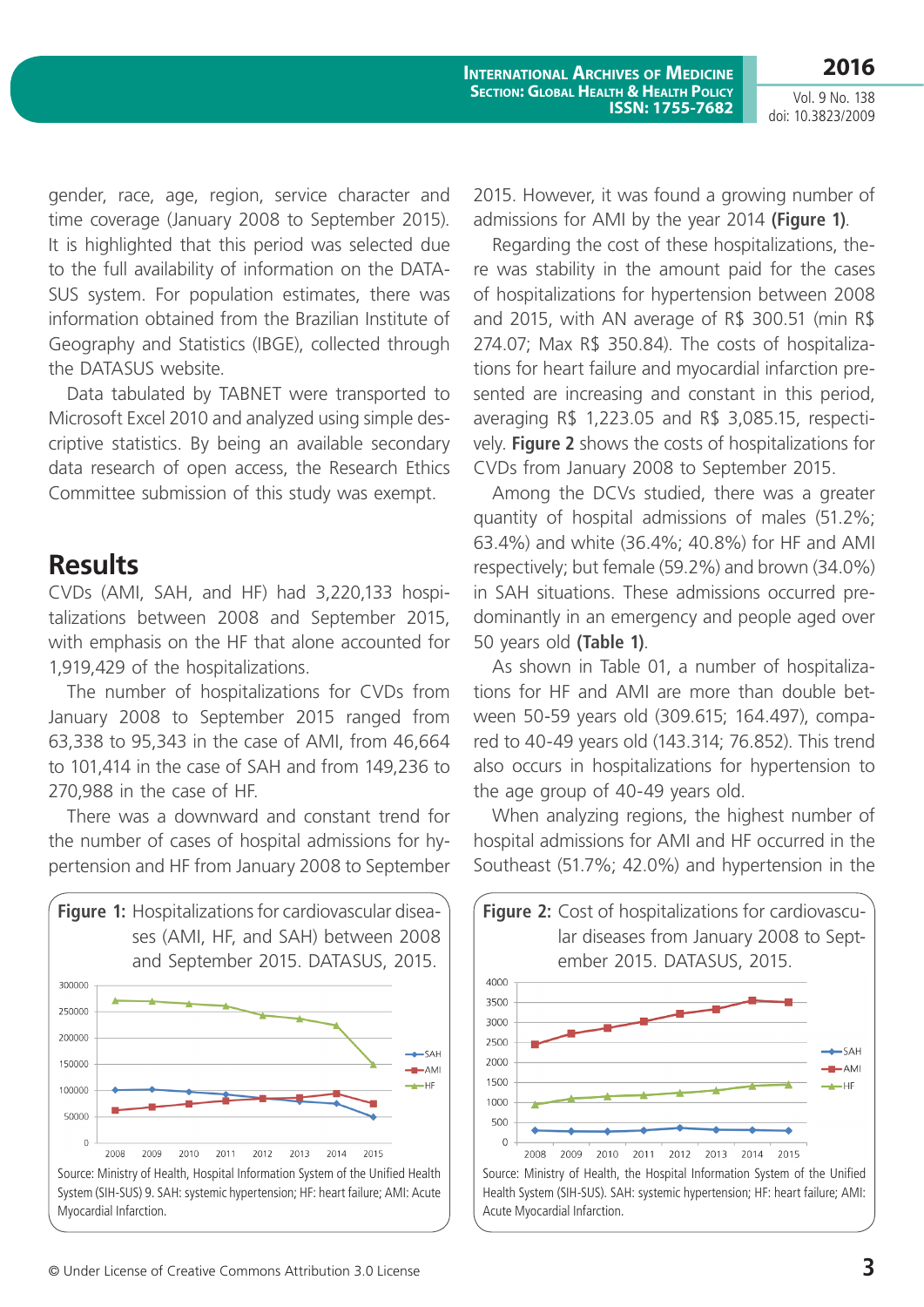gender, race, age, region, service character and time coverage (January 2008 to September 2015). It is highlighted that this period was selected due to the full availability of information on the DATASUS system. For population estimates, there was information obtained from the Brazilian Institute of Geography and Statistics (IBGE), collected through the DATASUS website.

Data tabulated by TABNET were transported to Microsoft Excel 2010 and analyzed using simple descriptive statistics. By being an available secondary data research of open access, the Research Ethics Committee submission of this study was exempt.

## Results

CVDs (AMI, SAH, and HF) had 3,220,133 hospitalizations between 2008 and September 2015, with emphasis on the HF that alone accounted for 1,919,429 of the hospitalizations.

The number of hospitalizations for CVDs from January 2008 to September 2015 ranged from 63,338 to 95,343 in the case of AMI, from 46,664 to 101,414 in the case of SAH and from 149,236 to 270,988 in the case of HF.

There was a downward and constant trend for the number of cases of hospital admissions for hypertension and HF from January 2008 to September 2015. However, it was found a growing number of admissions for AMI by the year 2014 **(Figure 1)**.

Regarding the cost of these hospitalizations, there was stability in the amount paid for the cases of hospitalizations for hypertension between 2008 and 2015, with AN average of R$ 300.51 (min R$ 274.07; Max R$ 350.84). The costs of hospitalizations for heart failure and myocardial infarction presented are increasing and constant in this period, averaging R$ 1,223.05 and R$ 3,085.15, respectively. **Figure 2** shows the costs of hospitalizations for CVDs from January 2008 to September 2015.

Among the DCVs studied, there was a greater quantity of hospital admissions of males (51.2%; 63.4%) and white (36.4%; 40.8%) for HF and AMI respectively; but female (59.2%) and brown (34.0%) in SAH situations. These admissions occurred predominantly in an emergency and people aged over 50 years old **(Table 1)**.

As shown in Table 01, a number of hospitalizations for HF and AMI are more than double between 50-59 years old (309.615; 164.497), compared to 40-49 years old (143.314; 76.852). This trend also occurs in hospitalizations for hypertension to the age group of 40-49 years old.

When analyzing regions, the highest number of hospital admissions for AMI and HF occurred in the Southeast (51.7%; 42.0%) and hypertension in the

**Figure 1:** Hospitalizations for cardiovascular diseases (AMI, HF, and SAH) between 2008 and September 2015. DATASUS, 2015.

Source: Ministry of Health, Hospital Information System of the Unified Health System (SIH-SUS) 9. SAH: systemic hypertension; HF: heart failure; AMI: Acute Myocardial Infarction.

**Figure 2:** Cost of hospitalizations for cardiovascular diseases from January 2008 to September 2015. DATASUS, 2015.

Source: Ministry of Health, the Hospital Information System of the Unified Health System (SIH-SUS). SAH: systemic hypertension; HF: heart failure; AMI: Acute Myocardial Infarction.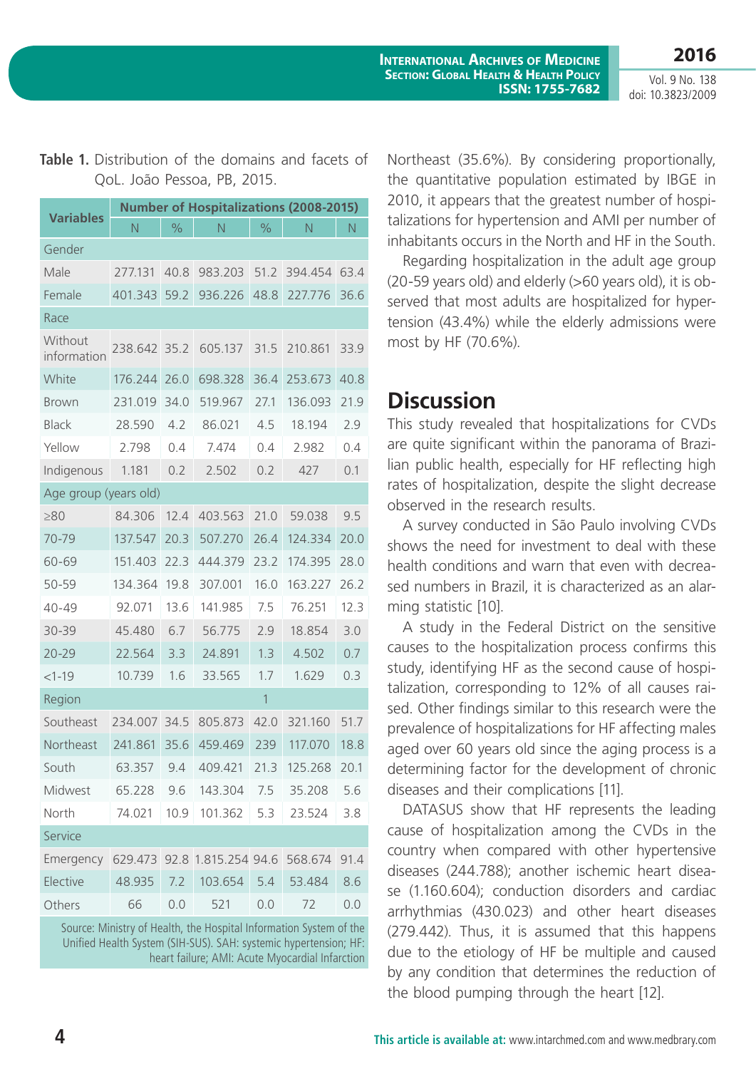**Table 1.** Distribution of the domains and facets of QoL. João Pessoa, PB, 2015.

| Variables | Number of Hospitalizations (2008-2015) | | | | | |
|---|---|---|---|---|---|---|
| | N | % | N | % | N | N |
| Gender | | | | | | |
| Male | 277.131 | 40.8 | 983.203 | 51.2 | 394.454 | 63.4 |
| Female | 401.343 | 59.2 | 936.226 | 48.8 | 227.776 | 36.6 |
| Race | | | | | | |
| Without information | 238.642 | 35.2 | 605.137 | 31.5 | 210.861 | 33.9 |
| White | 176.244 | 26.0 | 698.328 | 36.4 | 253.673 | 40.8 |
| Brown | 231.019 | 34.0 | 519.967 | 27.1 | 136.093 | 21.9 |
| Black | 28.590 | 4.2 | 86.021 | 4.5 | 18.194 | 2.9 |
| Yellow | 2.798 | 0.4 | 7.474 | 0.4 | 2.982 | 0.4 |
| Indigenous | 1.181 | 0.2 | 2.502 | 0.2 | 427 | 0.1 |
| Age group (years old) | | | | | | |
| ≥80 | 84.306 | 12.4 | 403.563 | 21.0 | 59.038 | 9.5 |
| 70-79 | 137.547 | 20.3 | 507.270 | 26.4 | 124.334 | 20.0 |
| 60-69 | 151.403 | 22.3 | 444.379 | 23.2 | 174.395 | 28.0 |
| 50-59 | 134.364 | 19.8 | 307.001 | 16.0 | 163.227 | 26.2 |
| 40-49 | 92.071 | 13.6 | 141.985 | 7.5 | 76.251 | 12.3 |
| 30-39 | 45.480 | 6.7 | 56.775 | 2.9 | 18.854 | 3.0 |
| 20-29 | 22.564 | 3.3 | 24.891 | 1.3 | 4.502 | 0.7 |
| <1-19 | 10.739 | 1.6 | 33.565 | 1.7 | 1.629 | 0.3 |
| Region | | | | 1 | | |
| Southeast | 234.007 | 34.5 | 805.873 | 42.0 | 321.160 | 51.7 |
| Northeast | 241.861 | 35.6 | 459.469 | 239 | 117.070 | 18.8 |
| South | 63.357 | 9.4 | 409.421 | 21.3 | 125.268 | 20.1 |
| Midwest | 65.228 | 9.6 | 143.304 | 7.5 | 35.208 | 5.6 |
| North | 74.021 | 10.9 | 101.362 | 5.3 | 23.524 | 3.8 |
| Service | | | | | | |
| Emergency | 629.473 | 92.8 | 1.815.254 | 94.6 | 568.674 | 91.4 |
| Elective | 48.935 | 7.2 | 103.654 | 5.4 | 53.484 | 8.6 |
| Others | 66 | 0.0 | 521 | 0.0 | 72 | 0.0 |

Source: Ministry of Health, the Hospital Information System of the Unified Health System (SIH-SUS). SAH: systemic hypertension; HF: heart failure; AMI: Acute Myocardial Infarction

Northeast (35.6%). By considering proportionally, the quantitative population estimated by IBGE in 2010, it appears that the greatest number of hospitalizations for hypertension and AMI per number of inhabitants occurs in the North and HF in the South.

Regarding hospitalization in the adult age group (20-59 years old) and elderly (>60 years old), it is observed that most adults are hospitalized for hypertension (43.4%) while the elderly admissions were most by HF (70.6%).

## Discussion

This study revealed that hospitalizations for CVDs are quite significant within the panorama of Brazilian public health, especially for HF reflecting high rates of hospitalization, despite the slight decrease observed in the research results.

A survey conducted in São Paulo involving CVDs shows the need for investment to deal with these health conditions and warn that even with decreased numbers in Brazil, it is characterized as an alarming statistic [10].

A study in the Federal District on the sensitive causes to the hospitalization process confirms this study, identifying HF as the second cause of hospitalization, corresponding to 12% of all causes raised. Other findings similar to this research were the prevalence of hospitalizations for HF affecting males aged over 60 years old since the aging process is a determining factor for the development of chronic diseases and their complications [11].

DATASUS show that HF represents the leading cause of hospitalization among the CVDs in the country when compared with other hypertensive diseases (244.788); another ischemic heart disease (1.160.604); conduction disorders and cardiac arrhythmias (430.023) and other heart diseases (279.442). Thus, it is assumed that this happens due to the etiology of HF be multiple and caused by any condition that determines the reduction of the blood pumping through the heart [12].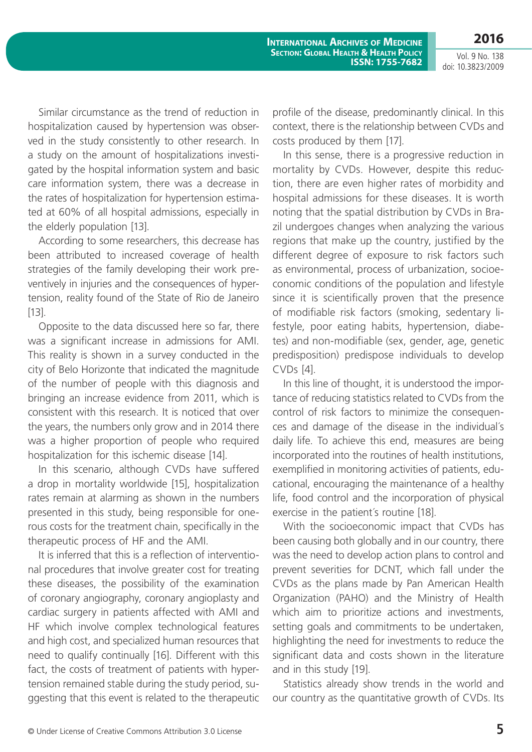Similar circumstance as the trend of reduction in hospitalization caused by hypertension was observed in the study consistently to other research. In a study on the amount of hospitalizations investigated by the hospital information system and basic care information system, there was a decrease in the rates of hospitalization for hypertension estimated at 60% of all hospital admissions, especially in the elderly population [13].

According to some researchers, this decrease has been attributed to increased coverage of health strategies of the family developing their work preventively in injuries and the consequences of hypertension, reality found of the State of Rio de Janeiro [13].

Opposite to the data discussed here so far, there was a significant increase in admissions for AMI. This reality is shown in a survey conducted in the city of Belo Horizonte that indicated the magnitude of the number of people with this diagnosis and bringing an increase evidence from 2011, which is consistent with this research. It is noticed that over the years, the numbers only grow and in 2014 there was a higher proportion of people who required hospitalization for this ischemic disease [14].

In this scenario, although CVDs have suffered a drop in mortality worldwide [15], hospitalization rates remain at alarming as shown in the numbers presented in this study, being responsible for onerous costs for the treatment chain, specifically in the therapeutic process of HF and the AMI.

It is inferred that this is a reflection of interventional procedures that involve greater cost for treating these diseases, the possibility of the examination of coronary angiography, coronary angioplasty and cardiac surgery in patients affected with AMI and HF which involve complex technological features and high cost, and specialized human resources that need to qualify continually [16]. Different with this fact, the costs of treatment of patients with hypertension remained stable during the study period, suggesting that this event is related to the therapeutic profile of the disease, predominantly clinical. In this context, there is the relationship between CVDs and costs produced by them [17].

In this sense, there is a progressive reduction in mortality by CVDs. However, despite this reduction, there are even higher rates of morbidity and hospital admissions for these diseases. It is worth noting that the spatial distribution by CVDs in Brazil undergoes changes when analyzing the various regions that make up the country, justified by the different degree of exposure to risk factors such as environmental, process of urbanization, socioeconomic conditions of the population and lifestyle since it is scientifically proven that the presence of modifiable risk factors (smoking, sedentary lifestyle, poor eating habits, hypertension, diabetes) and non-modifiable (sex, gender, age, genetic predisposition) predispose individuals to develop CVDs [4].

In this line of thought, it is understood the importance of reducing statistics related to CVDs from the control of risk factors to minimize the consequences and damage of the disease in the individual´s daily life. To achieve this end, measures are being incorporated into the routines of health institutions, exemplified in monitoring activities of patients, educational, encouraging the maintenance of a healthy life, food control and the incorporation of physical exercise in the patient´s routine [18].

With the socioeconomic impact that CVDs has been causing both globally and in our country, there was the need to develop action plans to control and prevent severities for DCNT, which fall under the CVDs as the plans made by Pan American Health Organization (PAHO) and the Ministry of Health which aim to prioritize actions and investments, setting goals and commitments to be undertaken, highlighting the need for investments to reduce the significant data and costs shown in the literature and in this study [19].

Statistics already show trends in the world and our country as the quantitative growth of CVDs. Its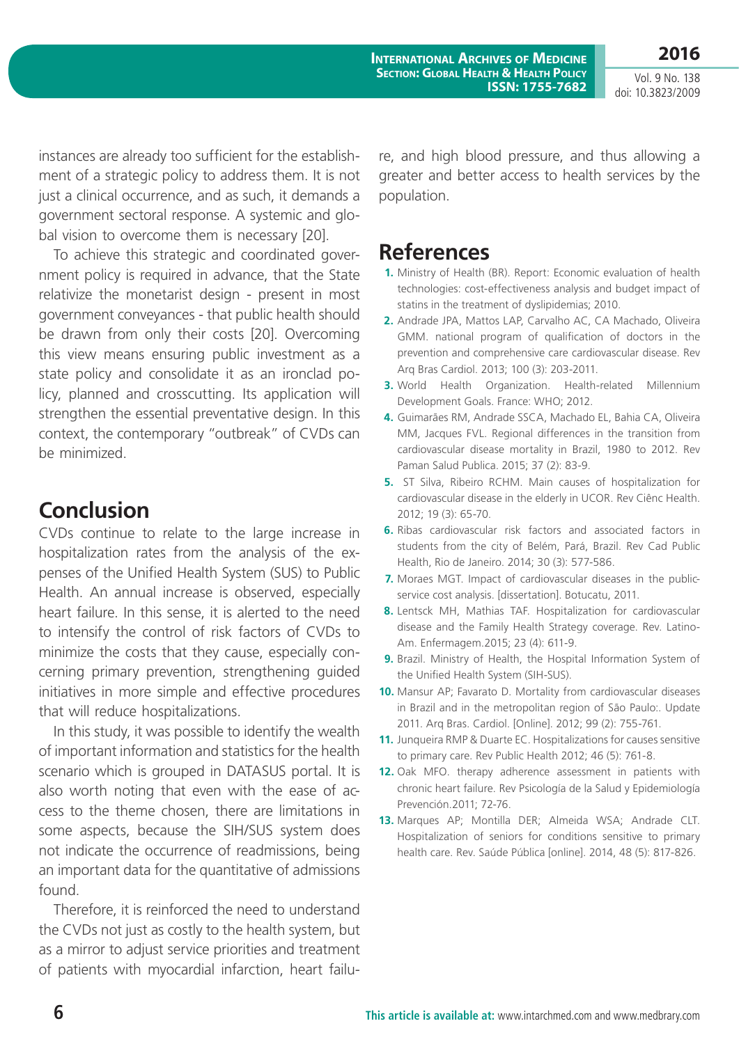instances are already too sufficient for the establishment of a strategic policy to address them. It is not just a clinical occurrence, and as such, it demands a government sectoral response. A systemic and global vision to overcome them is necessary [20].

To achieve this strategic and coordinated government policy is required in advance, that the State relativize the monetarist design - present in most government conveyances - that public health should be drawn from only their costs [20]. Overcoming this view means ensuring public investment as a state policy and consolidate it as an ironclad policy, planned and crosscutting. Its application will strengthen the essential preventative design. In this context, the contemporary "outbreak" of CVDs can be minimized.

## Conclusion

CVDs continue to relate to the large increase in hospitalization rates from the analysis of the expenses of the Unified Health System (SUS) to Public Health. An annual increase is observed, especially heart failure. In this sense, it is alerted to the need to intensify the control of risk factors of CVDs to minimize the costs that they cause, especially concerning primary prevention, strengthening guided initiatives in more simple and effective procedures that will reduce hospitalizations.

In this study, it was possible to identify the wealth of important information and statistics for the health scenario which is grouped in DATASUS portal. It is also worth noting that even with the ease of access to the theme chosen, there are limitations in some aspects, because the SIH/SUS system does not indicate the occurrence of readmissions, being an important data for the quantitative of admissions found.

Therefore, it is reinforced the need to understand the CVDs not just as costly to the health system, but as a mirror to adjust service priorities and treatment of patients with myocardial infarction, heart failure, and high blood pressure, and thus allowing a greater and better access to health services by the population.

## References

1. Ministry of Health (BR). Report: Economic evaluation of health technologies: cost-effectiveness analysis and budget impact of statins in the treatment of dyslipidemias; 2010.
2. Andrade JPA, Mattos LAP, Carvalho AC, CA Machado, Oliveira GMM. national program of qualification of doctors in the prevention and comprehensive care cardiovascular disease. Rev Arq Bras Cardiol. 2013; 100 (3): 203-2011.
3. World Health Organization. Health-related Millennium Development Goals. France: WHO; 2012.
4. Guimarães RM, Andrade SSCA, Machado EL, Bahia CA, Oliveira MM, Jacques FVL. Regional differences in the transition from cardiovascular disease mortality in Brazil, 1980 to 2012. Rev Paman Salud Publica. 2015; 37 (2): 83-9.
5. ST Silva, Ribeiro RCHM. Main causes of hospitalization for cardiovascular disease in the elderly in UCOR. Rev Ciênc Health. 2012; 19 (3): 65-70.
6. Ribas cardiovascular risk factors and associated factors in students from the city of Belém, Pará, Brazil. Rev Cad Public Health, Rio de Janeiro. 2014; 30 (3): 577-586.
7. Moraes MGT. Impact of cardiovascular diseases in the public-service cost analysis. [dissertation]. Botucatu, 2011.
8. Lentsck MH, Mathias TAF. Hospitalization for cardiovascular disease and the Family Health Strategy coverage. Rev. Latino-Am. Enfermagem.2015; 23 (4): 611-9.
9. Brazil. Ministry of Health, the Hospital Information System of the Unified Health System (SIH-SUS).
10. Mansur AP; Favarato D. Mortality from cardiovascular diseases in Brazil and in the metropolitan region of São Paulo:. Update 2011. Arq Bras. Cardiol. [Online]. 2012; 99 (2): 755-761.
11. Junqueira RMP & Duarte EC. Hospitalizations for causes sensitive to primary care. Rev Public Health 2012; 46 (5): 761-8.
12. Oak MFO. therapy adherence assessment in patients with chronic heart failure. Rev Psicología de la Salud y Epidemiología Prevención.2011; 72-76.
13. Marques AP; Montilla DER; Almeida WSA; Andrade CLT. Hospitalization of seniors for conditions sensitive to primary health care. Rev. Saúde Pública [online]. 2014, 48 (5): 817-826.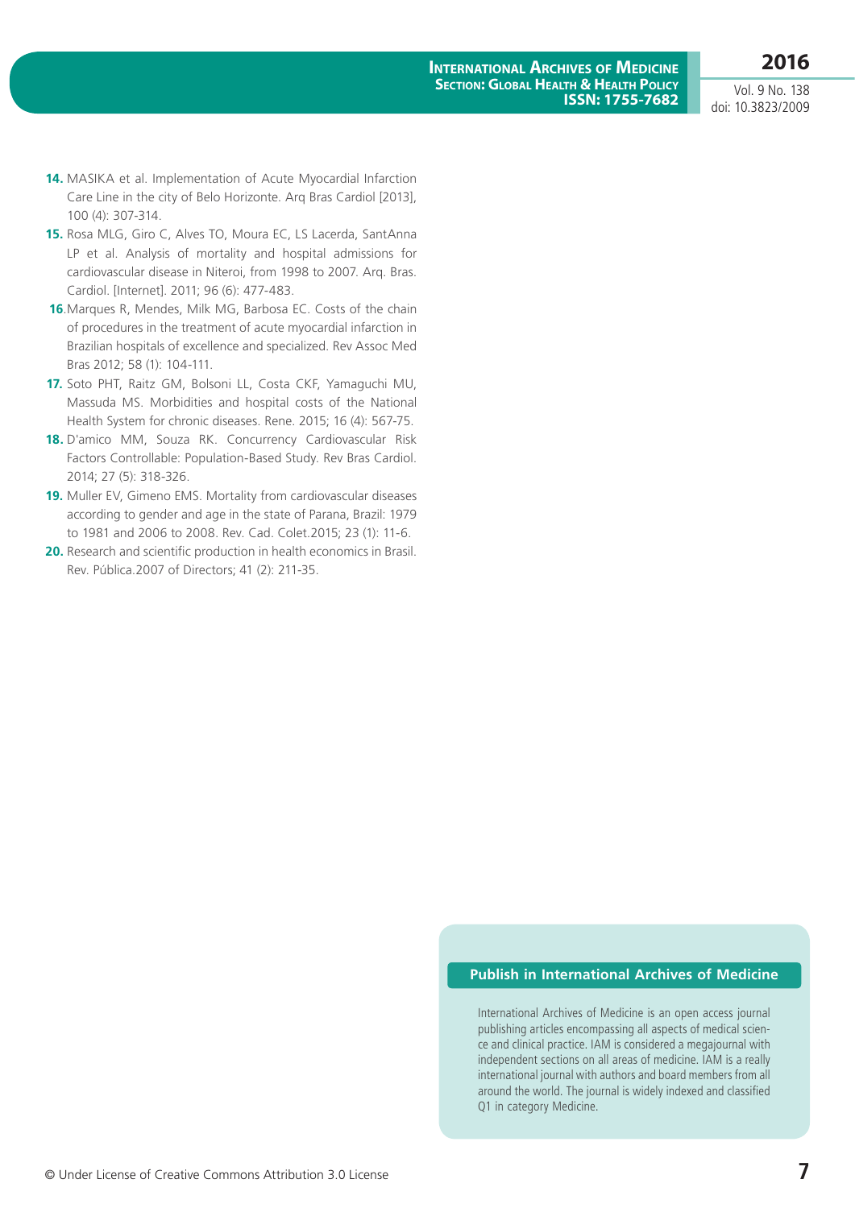14. MASIKA et al. Implementation of Acute Myocardial Infarction Care Line in the city of Belo Horizonte. Arq Bras Cardiol [2013], 100 (4): 307-314.
15. Rosa MLG, Giro C, Alves TO, Moura EC, LS Lacerda, SantAnna LP et al. Analysis of mortality and hospital admissions for cardiovascular disease in Niteroi, from 1998 to 2007. Arq. Bras. Cardiol. [Internet]. 2011; 96 (6): 477-483.
16. Marques R, Mendes, Milk MG, Barbosa EC. Costs of the chain of procedures in the treatment of acute myocardial infarction in Brazilian hospitals of excellence and specialized. Rev Assoc Med Bras 2012; 58 (1): 104-111.
17. Soto PHT, Raitz GM, Bolsoni LL, Costa CKF, Yamaguchi MU, Massuda MS. Morbidities and hospital costs of the National Health System for chronic diseases. Rene. 2015; 16 (4): 567-75.
18. D'amico MM, Souza RK. Concurrency Cardiovascular Risk Factors Controllable: Population-Based Study. Rev Bras Cardiol. 2014; 27 (5): 318-326.
19. Muller EV, Gimeno EMS. Mortality from cardiovascular diseases according to gender and age in the state of Parana, Brazil: 1979 to 1981 and 2006 to 2008. Rev. Cad. Colet.2015; 23 (1): 11-6.
20. Research and scientific production in health economics in Brasil. Rev. Pública.2007 of Directors; 41 (2): 211-35.

**Publish in International Archives of Medicine**

International Archives of Medicine is an open access journal publishing articles encompassing all aspects of medical science and clinical practice. IAM is considered a megajournal with independent sections on all areas of medicine. IAM is a really international journal with authors and board members from all around the world. The journal is widely indexed and classified Q1 in category Medicine.

© Under License of Creative Commons Attribution 3.0 License